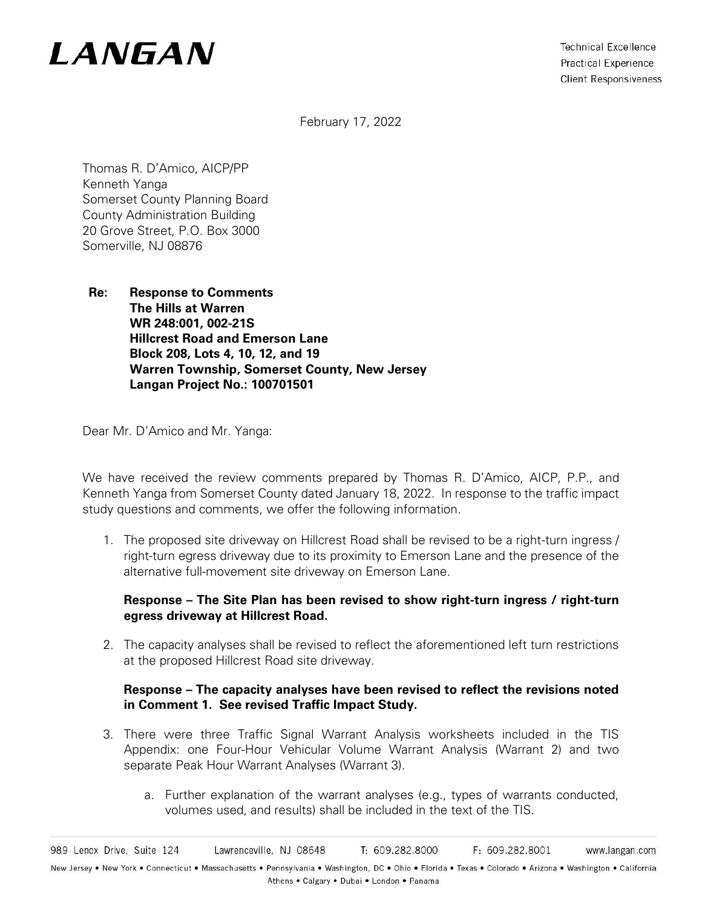# LANGAN

Technical Excellence
Practical Experience
Client Responsiveness

February 17, 2022

Thomas R. D'Amico, AICP/PP
Kenneth Yanga
Somerset County Planning Board
County Administration Building
20 Grove Street, P.O. Box 3000
Somerville, NJ 08876

**Re: Response to Comments**
**The Hills at Warren**
**WR 248:001, 002-21S**
**Hillcrest Road and Emerson Lane**
**Block 208, Lots 4, 10, 12, and 19**
**Warren Township, Somerset County, New Jersey**
**Langan Project No.: 100701501**

Dear Mr. D'Amico and Mr. Yanga:

We have received the review comments prepared by Thomas R. D'Amico, AICP, P.P., and Kenneth Yanga from Somerset County dated January 18, 2022. In response to the traffic impact study questions and comments, we offer the following information.

1. The proposed site driveway on Hillcrest Road shall be revised to be a right-turn ingress / right-turn egress driveway due to its proximity to Emerson Lane and the presence of the alternative full-movement site driveway on Emerson Lane.

   **Response – The Site Plan has been revised to show right-turn ingress / right-turn egress driveway at Hillcrest Road.**

2. The capacity analyses shall be revised to reflect the aforementioned left turn restrictions at the proposed Hillcrest Road site driveway.

   **Response – The capacity analyses have been revised to reflect the revisions noted in Comment 1. See revised Traffic Impact Study.**

3. There were three Traffic Signal Warrant Analysis worksheets included in the TIS Appendix: one Four-Hour Vehicular Volume Warrant Analysis (Warrant 2) and two separate Peak Hour Warrant Analyses (Warrant 3).

   a. Further explanation of the warrant analyses (e.g., types of warrants conducted, volumes used, and results) shall be included in the text of the TIS.

989 Lenox Drive, Suite 124 Lawrenceville, NJ 08648 T: 609.282.8000 F: 609.282.8001 www.langan.com

New Jersey • New York • Connecticut • Massachusetts • Pennsylvania • Washington, DC • Ohio • Florida • Texas • Colorado • Arizona • Washington • California
Athens • Calgary • Dubai • London • Panama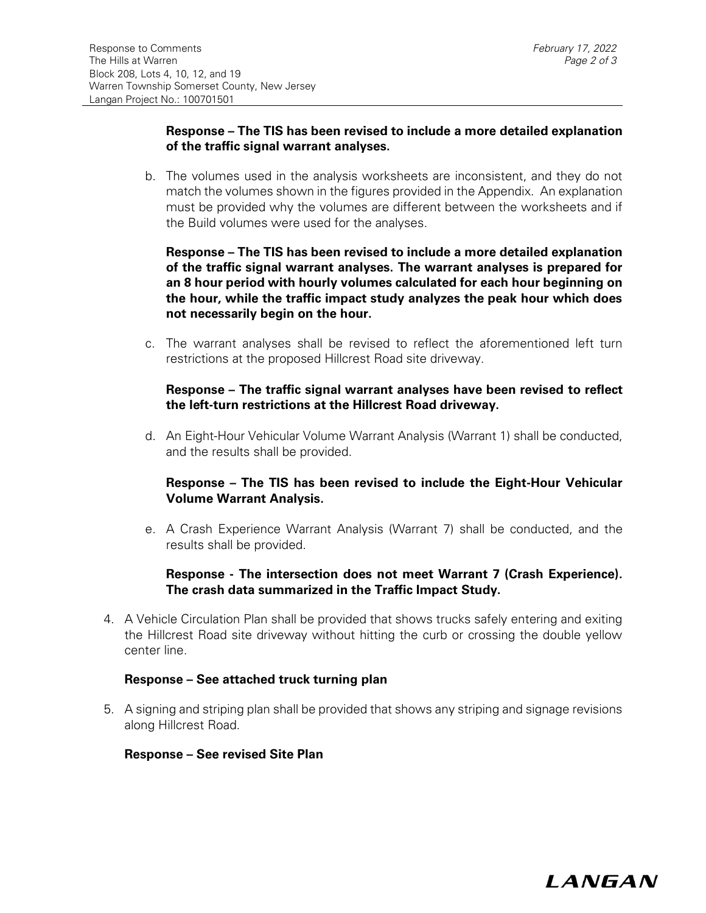**Response – The TIS has been revised to include a more detailed explanation of the traffic signal warrant analyses.**

b. The volumes used in the analysis worksheets are inconsistent, and they do not match the volumes shown in the figures provided in the Appendix. An explanation must be provided why the volumes are different between the worksheets and if the Build volumes were used for the analyses.

**Response – The TIS has been revised to include a more detailed explanation of the traffic signal warrant analyses. The warrant analyses is prepared for an 8 hour period with hourly volumes calculated for each hour beginning on the hour, while the traffic impact study analyzes the peak hour which does not necessarily begin on the hour.**

c. The warrant analyses shall be revised to reflect the aforementioned left turn restrictions at the proposed Hillcrest Road site driveway.

**Response – The traffic signal warrant analyses have been revised to reflect the left-turn restrictions at the Hillcrest Road driveway.**

d. An Eight-Hour Vehicular Volume Warrant Analysis (Warrant 1) shall be conducted, and the results shall be provided.

**Response – The TIS has been revised to include the Eight-Hour Vehicular Volume Warrant Analysis.**

e. A Crash Experience Warrant Analysis (Warrant 7) shall be conducted, and the results shall be provided.

**Response - The intersection does not meet Warrant 7 (Crash Experience). The crash data summarized in the Traffic Impact Study.**

4. A Vehicle Circulation Plan shall be provided that shows trucks safely entering and exiting the Hillcrest Road site driveway without hitting the curb or crossing the double yellow center line.

   **Response – See attached truck turning plan**

5. A signing and striping plan shall be provided that shows any striping and signage revisions along Hillcrest Road.

   **Response – See revised Site Plan**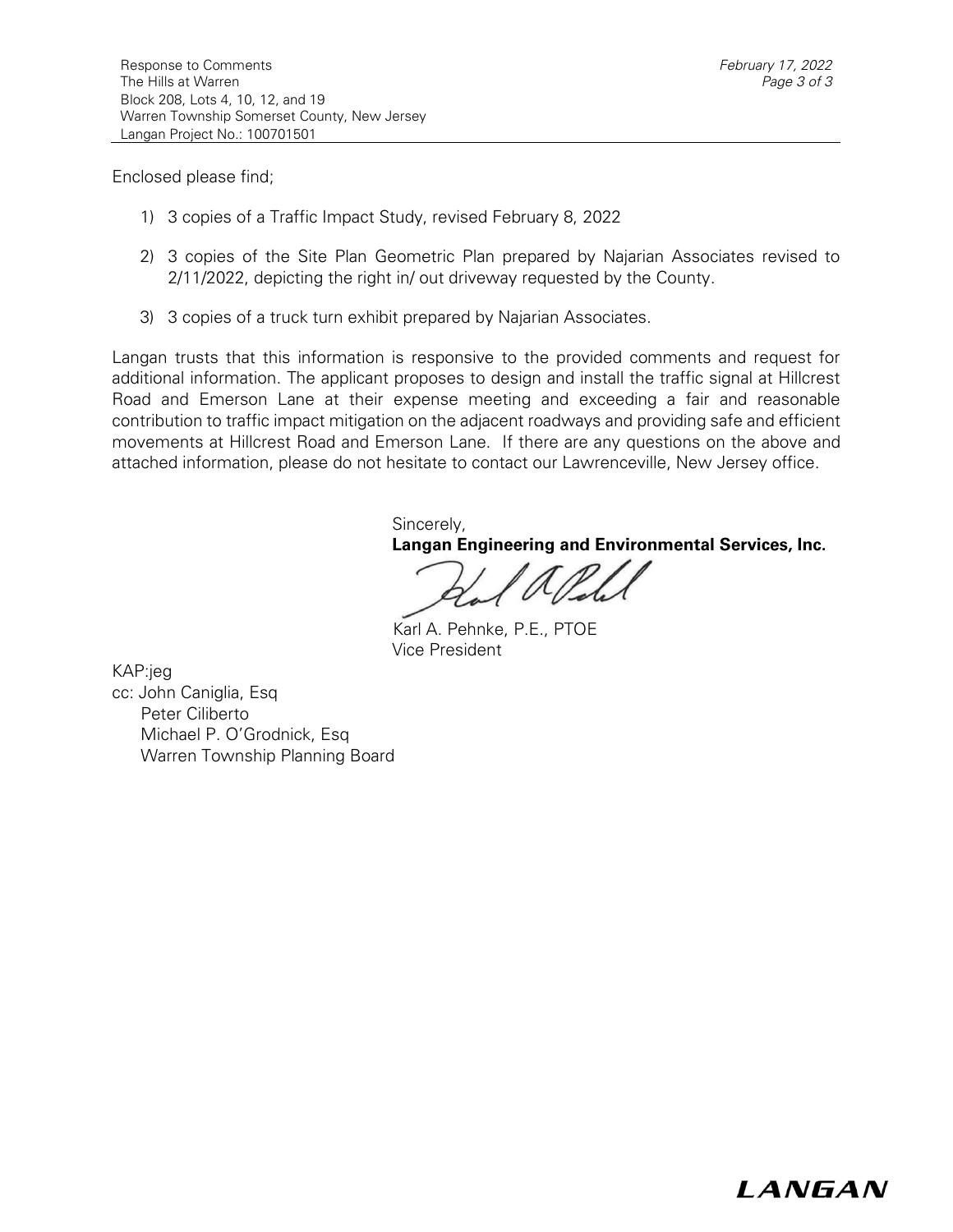Enclosed please find;

1) 3 copies of a Traffic Impact Study, revised February 8, 2022

2) 3 copies of the Site Plan Geometric Plan prepared by Najarian Associates revised to 2/11/2022, depicting the right in/ out driveway requested by the County.

3) 3 copies of a truck turn exhibit prepared by Najarian Associates.

Langan trusts that this information is responsive to the provided comments and request for additional information. The applicant proposes to design and install the traffic signal at Hillcrest Road and Emerson Lane at their expense meeting and exceeding a fair and reasonable contribution to traffic impact mitigation on the adjacent roadways and providing safe and efficient movements at Hillcrest Road and Emerson Lane. If there are any questions on the above and attached information, please do not hesitate to contact our Lawrenceville, New Jersey office.

Sincerely,
**Langan Engineering and Environmental Services, Inc.**

Karl A. Pehnke, P.E., PTOE
Vice President

KAP:jeg
cc: John Caniglia, Esq
Peter Ciliberto
Michael P. O'Grodnick, Esq
Warren Township Planning Board